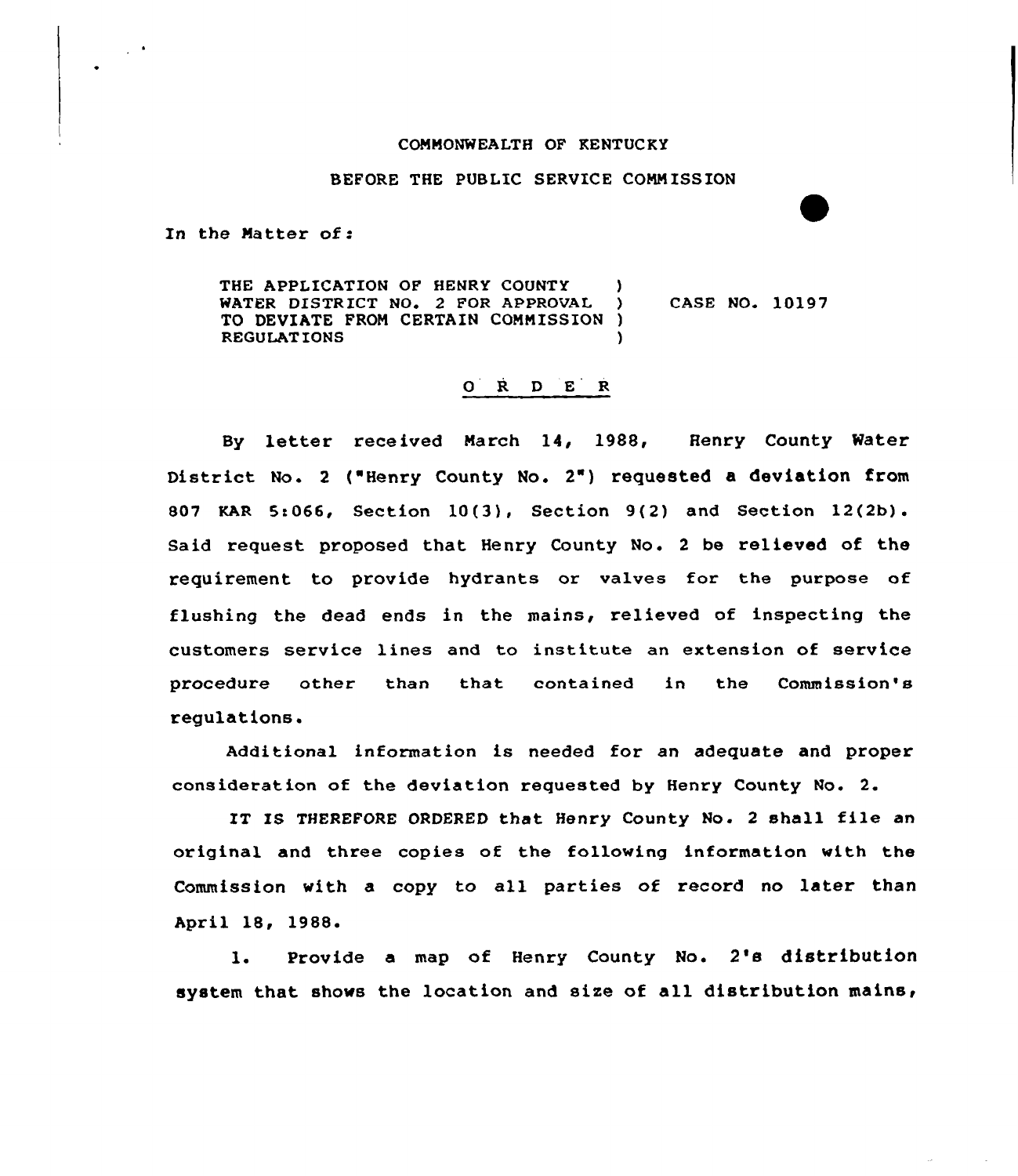COMMONWEALTH OF KENTUCKY

BEFORE THE PUBLIC SERVICE COMMISSION

In the Matter of:

| | | |
|---|---|---|
| THE APPLICATION OF HENRY COUNTY WATER DISTRICT NO. 2 FOR APPROVAL TO DEVIATE FROM CERTAIN COMMISSION REGULATIONS | ) ) ) ) | CASE NO. 10197 |

## O R D E R

By letter received March 14, 1988, Henry County Water District No. 2 ("Henry County No. 2") requested a deviation from 807 KAR 5:066, Section 10(3), Section 9(2) and Section 12(2b). Said request proposed that Henry County No. 2 be relieved of the requirement to provide hydrants or valves for the purpose of flushing the dead ends in the mains, relieved of inspecting the customers service lines and to institute an extension of service procedure other than that contained in the Commission's regulations.

Additional information is needed for an adequate and proper consideration of the deviation requested by Henry County No. 2.

IT IS THEREFORE ORDERED that Henry County No. 2 shall file an original and three copies of the following information with the Commission with a copy to all parties of record no later than April 18, 1988.

1. Provide a map of Henry County No. 2's distribution system that shows the location and size of all distribution mains,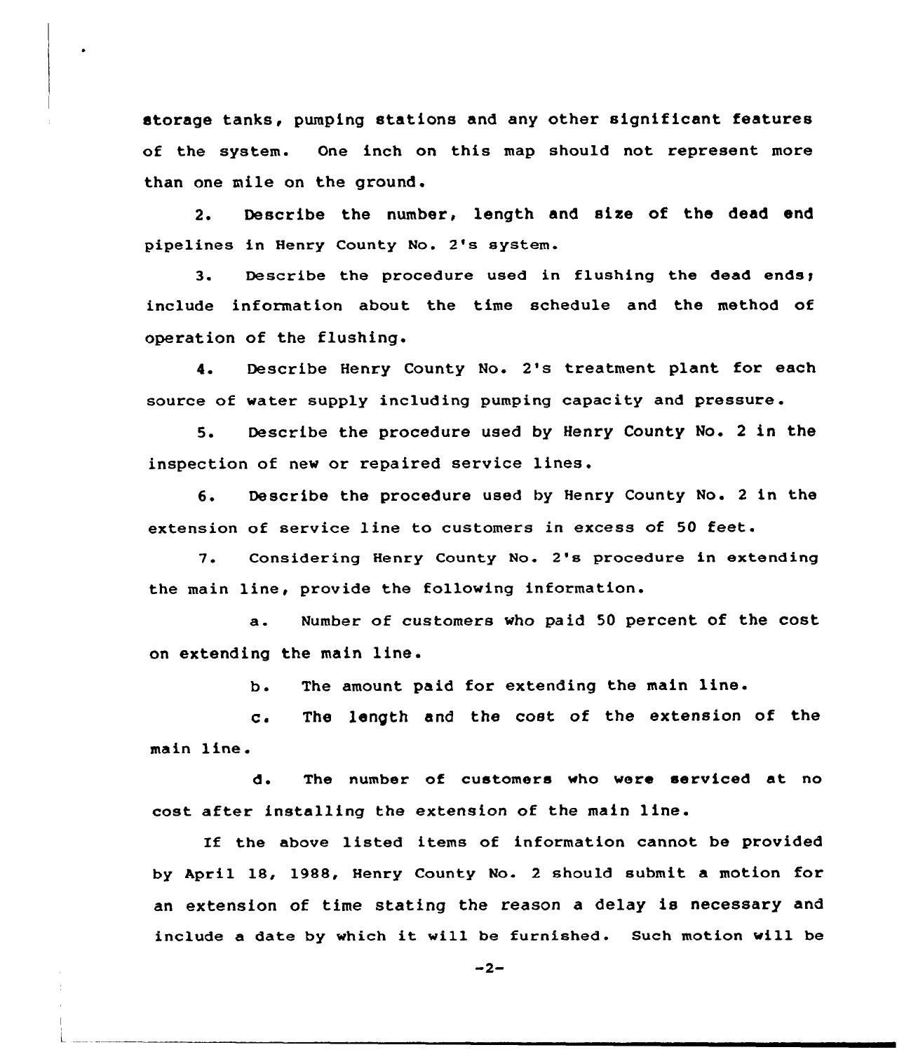storage tanks, pumping stations and any other significant features of the system. One inch on this map should not represent more than one mile on the ground.

2. Describe the number, length and size of the dead end pipelines in Henry County No. 2's system.

3. Describe the procedure used in flushing the dead ends; include information about the time schedule and the method of operation of the flushing.

4. Describe Henry County No. 2's treatment plant for each source of water supply including pumping capacity and pressure.

5. Describe the procedure used by Henry County No. 2 in the inspection of new or repaired service lines.

6. Describe the procedure used by Henry County No. 2 in the extension of service line to customers in excess of 50 feet.

7. Considering Henry County No. 2's procedure in extending the main line, provide the following information.

a. Number of customers who paid 50 percent of the cost on extending the main line.

b. The amount paid for extending the main line.

c. The length and the cost of the extension of the main line.

d. The number of customers who were serviced at no cost after installing the extension of the main line.

If the above listed items of information cannot be provided by April 18, 1988, Henry County No. 2 should submit a motion for an extension of time stating the reason a delay is necessary and include a date by which it will be furnished. Such motion will be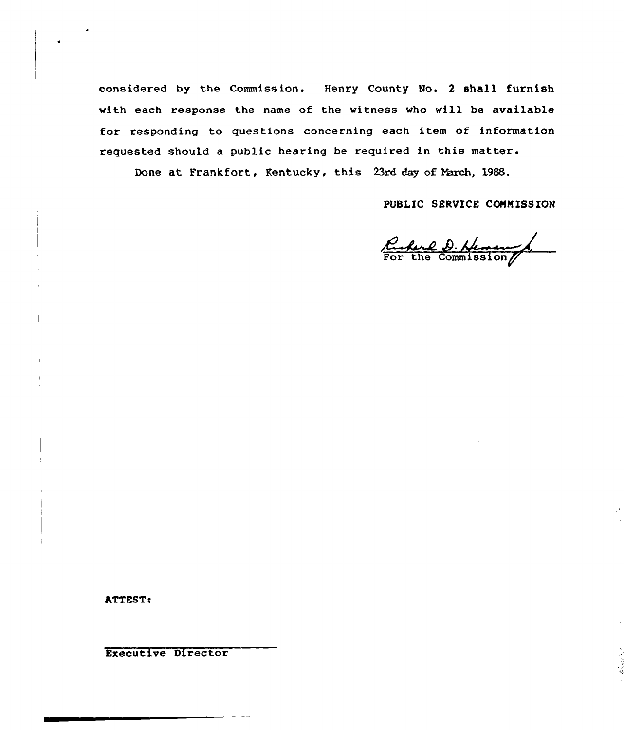considered by the Commission. Henry County No. 2 shall furnish with each response the name of the witness who will be available for responding to questions concerning each item of information requested should a public hearing be required in this matter.

Done at Frankfort, Kentucky, this 23rd day of March, 1988.

PUBLIC SERVICE COMMISSION

For the Commission

ATTEST:

Executive Director